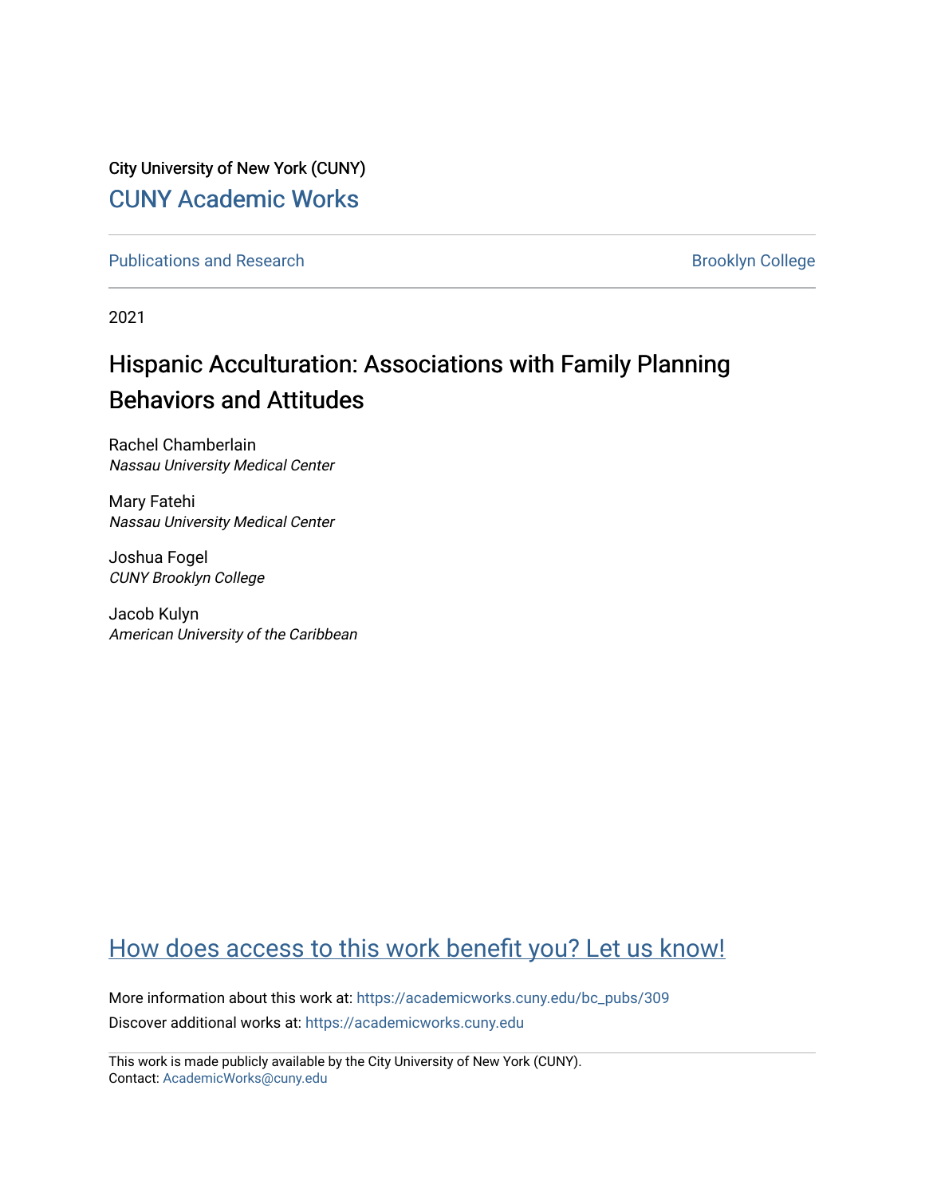City University of New York (CUNY)

CUNY Academic Works

Publications and Research

Brooklyn College

2021

# Hispanic Acculturation: Associations with Family Planning Behaviors and Attitudes

Rachel Chamberlain
*Nassau University Medical Center*

Mary Fatehi
*Nassau University Medical Center*

Joshua Fogel
*CUNY Brooklyn College*

Jacob Kulyn
*American University of the Caribbean*

How does access to this work benefit you? Let us know!

More information about this work at: https://academicworks.cuny.edu/bc_pubs/309

Discover additional works at: https://academicworks.cuny.edu

This work is made publicly available by the City University of New York (CUNY).
Contact: AcademicWorks@cuny.edu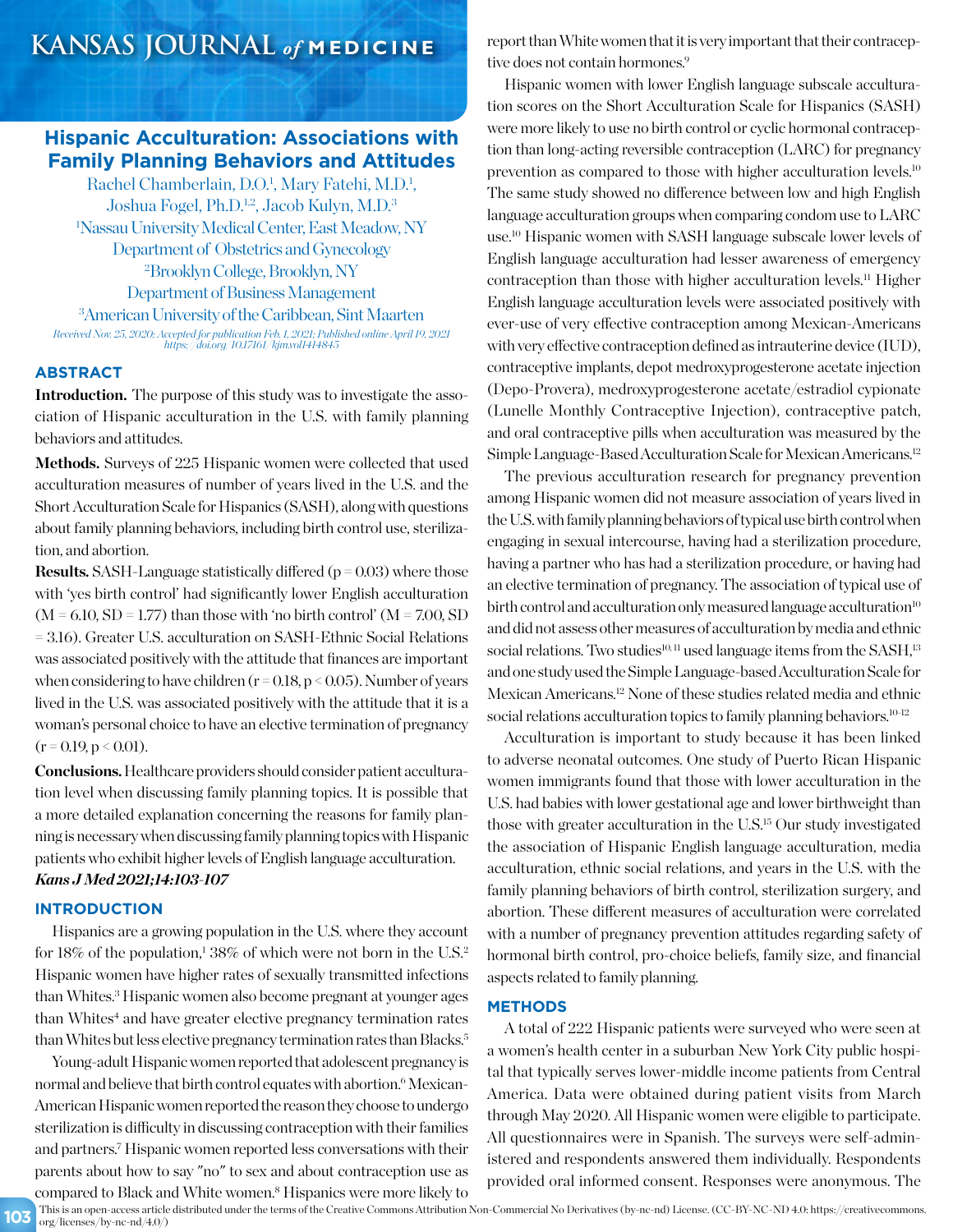# Hispanic Acculturation: Associations with Family Planning Behaviors and Attitudes

Rachel Chamberlain, D.O.[1], Mary Fatehi, M.D.[1], Joshua Fogel, Ph.D.[1,2], Jacob Kulyn, M.D.[3]

[1]Nassau University Medical Center, East Meadow, NY Department of Obstetrics and Gynecology

[2]Brooklyn College, Brooklyn, NY Department of Business Management

[3]American University of the Caribbean, Sint Maarten

*Received Nov. 25, 2020; Accepted for publication Feb. 1, 2021; Published online April 19, 2021 https://doi.org/10.17161/kjm.vol1414845*

## ABSTRACT

**Introduction.** The purpose of this study was to investigate the association of Hispanic acculturation in the U.S. with family planning behaviors and attitudes.

**Methods.** Surveys of 225 Hispanic women were collected that used acculturation measures of number of years lived in the U.S. and the Short Acculturation Scale for Hispanics (SASH), along with questions about family planning behaviors, including birth control use, sterilization, and abortion.

**Results.** SASH-Language statistically differed ($p = 0.03$) where those with 'yes birth control' had significantly lower English acculturation ($M = 6.10$, $SD = 1.77$) than those with 'no birth control' ($M = 7.00$, $SD = 3.16$). Greater U.S. acculturation on SASH-Ethnic Social Relations was associated positively with the attitude that finances are important when considering to have children ($r = 0.18$, $p < 0.05$). Number of years lived in the U.S. was associated positively with the attitude that it is a woman's personal choice to have an elective termination of pregnancy ($r = 0.19$, $p < 0.01$).

**Conclusions.** Healthcare providers should consider patient acculturation level when discussing family planning topics. It is possible that a more detailed explanation concerning the reasons for family planning is necessary when discussing family planning topics with Hispanic patients who exhibit higher levels of English language acculturation.

***Kans J Med 2021;14:103-107***

## INTRODUCTION

Hispanics are a growing population in the U.S. where they account for 18% of the population,[1] 38% of which were not born in the U.S.[2] Hispanic women have higher rates of sexually transmitted infections than Whites.[3] Hispanic women also become pregnant at younger ages than Whites[4] and have greater elective pregnancy termination rates than Whites but less elective pregnancy termination rates than Blacks.[5]

Young-adult Hispanic women reported that adolescent pregnancy is normal and believe that birth control equates with abortion.[6] Mexican-American Hispanic women reported the reason they choose to undergo sterilization is difficulty in discussing contraception with their families and partners.[7] Hispanic women reported less conversations with their parents about how to say "no" to sex and about contraception use as compared to Black and White women.[8] Hispanics were more likely to report than White women that it is very important that their contraceptive does not contain hormones.[9]

Hispanic women with lower English language subscale acculturation scores on the Short Acculturation Scale for Hispanics (SASH) were more likely to use no birth control or cyclic hormonal contraception than long-acting reversible contraception (LARC) for pregnancy prevention as compared to those with higher acculturation levels.[10] The same study showed no difference between low and high English language acculturation groups when comparing condom use to LARC use.[10] Hispanic women with SASH language subscale lower levels of English language acculturation had lesser awareness of emergency contraception than those with higher acculturation levels.[11] Higher English language acculturation levels were associated positively with ever-use of very effective contraception among Mexican-Americans with very effective contraception defined as intrauterine device (IUD), contraceptive implants, depot medroxyprogesterone acetate injection (Depo-Provera), medroxyprogesterone acetate/estradiol cypionate (Lunelle Monthly Contraceptive Injection), contraceptive patch, and oral contraceptive pills when acculturation was measured by the Simple Language-Based Acculturation Scale for Mexican Americans.[12]

The previous acculturation research for pregnancy prevention among Hispanic women did not measure association of years lived in the U.S. with family planning behaviors of typical use birth control when engaging in sexual intercourse, having had a sterilization procedure, having a partner who has had a sterilization procedure, or having had an elective termination of pregnancy. The association of typical use of birth control and acculturation only measured language acculturation[10] and did not assess other measures of acculturation by media and ethnic social relations. Two studies[10,11] used language items from the SASH,[13] and one study used the Simple Language-based Acculturation Scale for Mexican Americans.[12] None of these studies related media and ethnic social relations acculturation topics to family planning behaviors.[10-12]

Acculturation is important to study because it has been linked to adverse neonatal outcomes. One study of Puerto Rican Hispanic women immigrants found that those with lower acculturation in the U.S. had babies with lower gestational age and lower birthweight than those with greater acculturation in the U.S.[15] Our study investigated the association of Hispanic English language acculturation, media acculturation, ethnic social relations, and years in the U.S. with the family planning behaviors of birth control, sterilization surgery, and abortion. These different measures of acculturation were correlated with a number of pregnancy prevention attitudes regarding safety of hormonal birth control, pro-choice beliefs, family size, and financial aspects related to family planning.

## METHODS

A total of 222 Hispanic patients were surveyed who were seen at a women's health center in a suburban New York City public hospital that typically serves lower-middle income patients from Central America. Data were obtained during patient visits from March through May 2020. All Hispanic women were eligible to participate. All questionnaires were in Spanish. The surveys were self-administered and respondents answered them individually. Respondents provided oral informed consent. Responses were anonymous. The

This is an open-access article distributed under the terms of the Creative Commons Attribution Non-Commercial No Derivatives (by-nc-nd) License. (CC-BY-NC-ND 4.0: https://creativecommons.org/licenses/by-nc-nd/4.0/)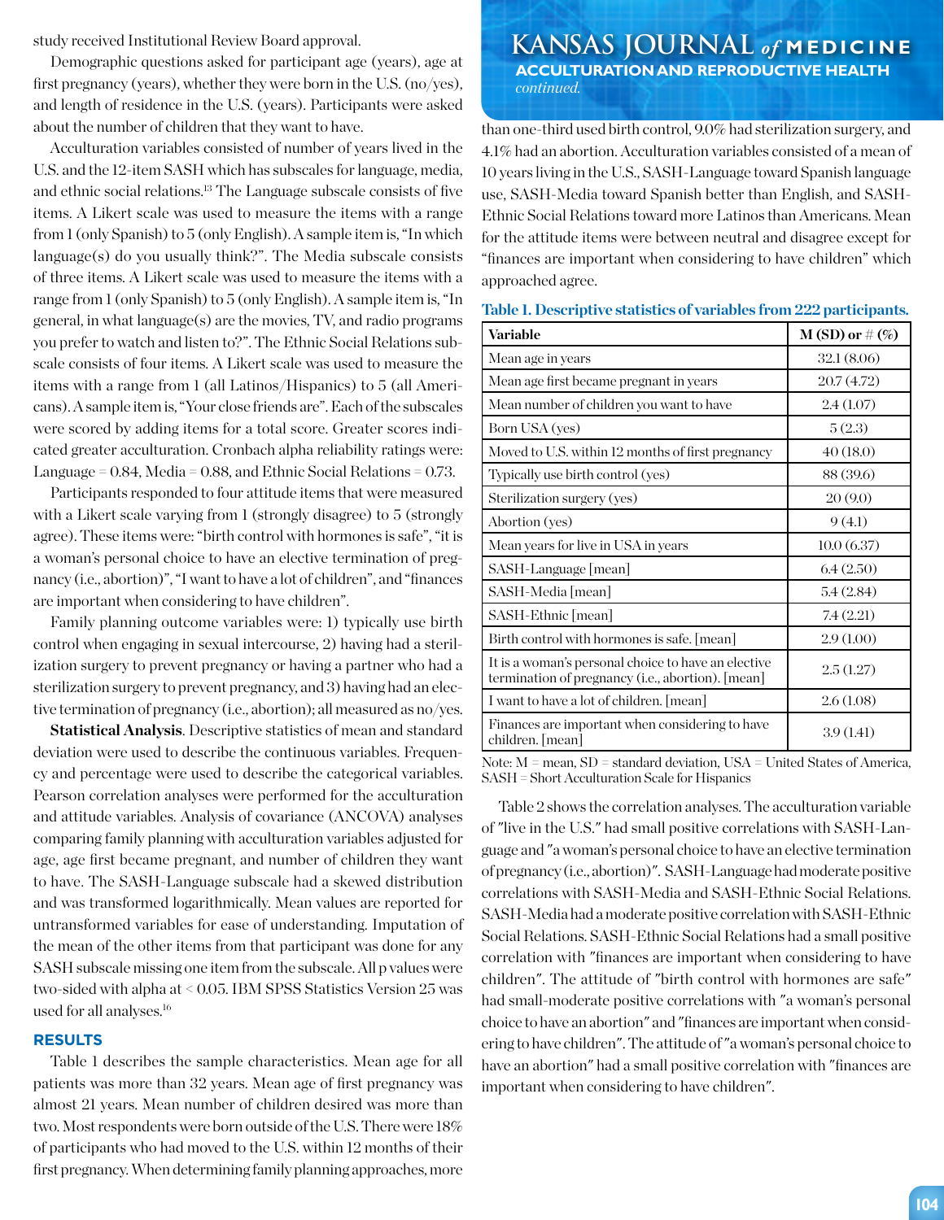study received Institutional Review Board approval.

Demographic questions asked for participant age (years), age at first pregnancy (years), whether they were born in the U.S. (no/yes), and length of residence in the U.S. (years). Participants were asked about the number of children that they want to have.

Acculturation variables consisted of number of years lived in the U.S. and the 12-item SASH which has subscales for language, media, and ethnic social relations.[13] The Language subscale consists of five items. A Likert scale was used to measure the items with a range from 1 (only Spanish) to 5 (only English). A sample item is, "In which language(s) do you usually think?". The Media subscale consists of three items. A Likert scale was used to measure the items with a range from 1 (only Spanish) to 5 (only English). A sample item is, "In general, in what language(s) are the movies, TV, and radio programs you prefer to watch and listen to?". The Ethnic Social Relations subscale consists of four items. A Likert scale was used to measure the items with a range from 1 (all Latinos/Hispanics) to 5 (all Americans). A sample item is, "Your close friends are". Each of the subscales were scored by adding items for a total score. Greater scores indicated greater acculturation. Cronbach alpha reliability ratings were: Language = 0.84, Media = 0.88, and Ethnic Social Relations = 0.73.

Participants responded to four attitude items that were measured with a Likert scale varying from 1 (strongly disagree) to 5 (strongly agree). These items were: "birth control with hormones is safe", "it is a woman's personal choice to have an elective termination of pregnancy (i.e., abortion)", "I want to have a lot of children", and "finances are important when considering to have children".

Family planning outcome variables were: 1) typically use birth control when engaging in sexual intercourse, 2) having had a sterilization surgery to prevent pregnancy or having a partner who had a sterilization surgery to prevent pregnancy, and 3) having had an elective termination of pregnancy (i.e., abortion); all measured as no/yes.

**Statistical Analysis**. Descriptive statistics of mean and standard deviation were used to describe the continuous variables. Frequency and percentage were used to describe the categorical variables. Pearson correlation analyses were performed for the acculturation and attitude variables. Analysis of covariance (ANCOVA) analyses comparing family planning with acculturation variables adjusted for age, age first became pregnant, and number of children they want to have. The SASH-Language subscale had a skewed distribution and was transformed logarithmically. Mean values are reported for untransformed variables for ease of understanding. Imputation of the mean of the other items from that participant was done for any SASH subscale missing one item from the subscale. All p values were two-sided with alpha at < 0.05. IBM SPSS Statistics Version 25 was used for all analyses.[16]

## RESULTS

Table 1 describes the sample characteristics. Mean age for all patients was more than 32 years. Mean age of first pregnancy was almost 21 years. Mean number of children desired was more than two. Most respondents were born outside of the U.S. There were 18% of participants who had moved to the U.S. within 12 months of their first pregnancy. When determining family planning approaches, more than one-third used birth control, 9.0% had sterilization surgery, and 4.1% had an abortion. Acculturation variables consisted of a mean of 10 years living in the U.S., SASH-Language toward Spanish language use, SASH-Media toward Spanish better than English, and SASH-Ethnic Social Relations toward more Latinos than Americans. Mean for the attitude items were between neutral and disagree except for "finances are important when considering to have children" which approached agree.

**Table 1. Descriptive statistics of variables from 222 participants.**

| Variable | M (SD) or # (%) |
|---|---|
| Mean age in years | 32.1 (8.06) |
| Mean age first became pregnant in years | 20.7 (4.72) |
| Mean number of children you want to have | 2.4 (1.07) |
| Born USA (yes) | 5 (2.3) |
| Moved to U.S. within 12 months of first pregnancy | 40 (18.0) |
| Typically use birth control (yes) | 88 (39.6) |
| Sterilization surgery (yes) | 20 (9.0) |
| Abortion (yes) | 9 (4.1) |
| Mean years for live in USA in years | 10.0 (6.37) |
| SASH-Language [mean] | 6.4 (2.50) |
| SASH-Media [mean] | 5.4 (2.84) |
| SASH-Ethnic [mean] | 7.4 (2.21) |
| Birth control with hormones is safe. [mean] | 2.9 (1.00) |
| It is a woman's personal choice to have an elective termination of pregnancy (i.e., abortion). [mean] | 2.5 (1.27) |
| I want to have a lot of children. [mean] | 2.6 (1.08) |
| Finances are important when considering to have children. [mean] | 3.9 (1.41) |

Note: M = mean, SD = standard deviation, USA = United States of America, SASH = Short Acculturation Scale for Hispanics

Table 2 shows the correlation analyses. The acculturation variable of "live in the U.S." had small positive correlations with SASH-Language and "a woman's personal choice to have an elective termination of pregnancy (i.e., abortion)". SASH-Language had moderate positive correlations with SASH-Media and SASH-Ethnic Social Relations. SASH-Media had a moderate positive correlation with SASH-Ethnic Social Relations. SASH-Ethnic Social Relations had a small positive correlation with "finances are important when considering to have children". The attitude of "birth control with hormones are safe" had small-moderate positive correlations with "a woman's personal choice to have an abortion" and "finances are important when considering to have children". The attitude of "a woman's personal choice to have an abortion" had a small positive correlation with "finances are important when considering to have children".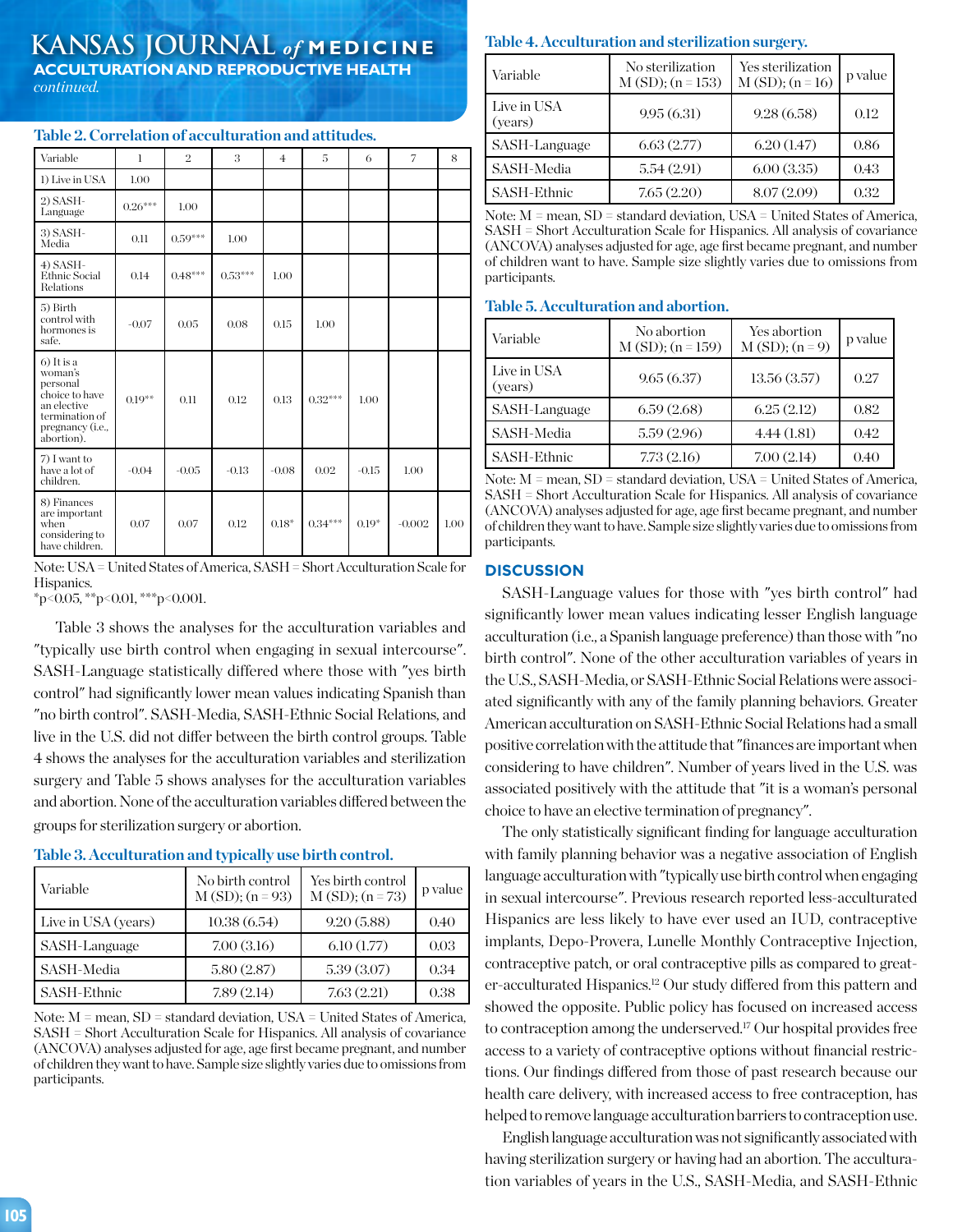### Table 2. Correlation of acculturation and attitudes.

| Variable | 1 | 2 | 3 | 4 | 5 | 6 | 7 | 8 |
|---|---|---|---|---|---|---|---|---|
| 1) Live in USA | 1.00 | | | | | | | |
| 2) SASH-Language | 0.26*** | 1.00 | | | | | | |
| 3) SASH-Media | 0.11 | 0.59*** | 1.00 | | | | | |
| 4) SASH-Ethnic Social Relations | 0.14 | 0.48*** | 0.53*** | 1.00 | | | | |
| 5) Birth control with hormones is safe. | -0.07 | 0.05 | 0.08 | 0.15 | 1.00 | | | |
| 6) It is a woman's personal choice to have an elective termination of pregnancy (i.e., abortion). | 0.19** | 0.11 | 0.12 | 0.13 | 0.32*** | 1.00 | | |
| 7) I want to have a lot of children. | -0.04 | -0.05 | -0.13 | -0.08 | 0.02 | -0.15 | 1.00 | |
| 8) Finances are important when considering to have children. | 0.07 | 0.07 | 0.12 | 0.18* | 0.34*** | 0.19* | -0.002 | 1.00 |

Note: USA = United States of America, SASH = Short Acculturation Scale for Hispanics.
*p<0.05, **p<0.01, ***p<0.001.

Table 3 shows the analyses for the acculturation variables and "typically use birth control when engaging in sexual intercourse". SASH-Language statistically differed where those with "yes birth control" had significantly lower mean values indicating Spanish than "no birth control". SASH-Media, SASH-Ethnic Social Relations, and live in the U.S. did not differ between the birth control groups. Table 4 shows the analyses for the acculturation variables and sterilization surgery and Table 5 shows analyses for the acculturation variables and abortion. None of the acculturation variables differed between the groups for sterilization surgery or abortion.

### Table 3. Acculturation and typically use birth control.

| Variable | No birth control M (SD); (n = 93) | Yes birth control M (SD); (n = 73) | p value |
|---|---|---|---|
| Live in USA (years) | 10.38 (6.54) | 9.20 (5.88) | 0.40 |
| SASH-Language | 7.00 (3.16) | 6.10 (1.77) | 0.03 |
| SASH-Media | 5.80 (2.87) | 5.39 (3.07) | 0.34 |
| SASH-Ethnic | 7.89 (2.14) | 7.63 (2.21) | 0.38 |

Note: M = mean, SD = standard deviation, USA = United States of America, SASH = Short Acculturation Scale for Hispanics. All analysis of covariance (ANCOVA) analyses adjusted for age, age first became pregnant, and number of children they want to have. Sample size slightly varies due to omissions from participants.

### Table 4. Acculturation and sterilization surgery.

| Variable | No sterilization M (SD); (n = 153) | Yes sterilization M (SD); (n = 16) | p value |
|---|---|---|---|
| Live in USA (years) | 9.95 (6.31) | 9.28 (6.58) | 0.12 |
| SASH-Language | 6.63 (2.77) | 6.20 (1.47) | 0.86 |
| SASH-Media | 5.54 (2.91) | 6.00 (3.35) | 0.43 |
| SASH-Ethnic | 7.65 (2.20) | 8.07 (2.09) | 0.32 |

Note: M = mean, SD = standard deviation, USA = United States of America, SASH = Short Acculturation Scale for Hispanics. All analysis of covariance (ANCOVA) analyses adjusted for age, age first became pregnant, and number of children want to have. Sample size slightly varies due to omissions from participants.

### Table 5. Acculturation and abortion.

| Variable | No abortion M (SD); (n = 159) | Yes abortion M (SD); (n = 9) | p value |
|---|---|---|---|
| Live in USA (years) | 9.65 (6.37) | 13.56 (3.57) | 0.27 |
| SASH-Language | 6.59 (2.68) | 6.25 (2.12) | 0.82 |
| SASH-Media | 5.59 (2.96) | 4.44 (1.81) | 0.42 |
| SASH-Ethnic | 7.73 (2.16) | 7.00 (2.14) | 0.40 |

Note: M = mean, SD = standard deviation, USA = United States of America, SASH = Short Acculturation Scale for Hispanics. All analysis of covariance (ANCOVA) analyses adjusted for age, age first became pregnant, and number of children they want to have. Sample size slightly varies due to omissions from participants.

## DISCUSSION

SASH-Language values for those with "yes birth control" had significantly lower mean values indicating lesser English language acculturation (i.e., a Spanish language preference) than those with "no birth control". None of the other acculturation variables of years in the U.S., SASH-Media, or SASH-Ethnic Social Relations were associated significantly with any of the family planning behaviors. Greater American acculturation on SASH-Ethnic Social Relations had a small positive correlation with the attitude that "finances are important when considering to have children". Number of years lived in the U.S. was associated positively with the attitude that "it is a woman's personal choice to have an elective termination of pregnancy".

The only statistically significant finding for language acculturation with family planning behavior was a negative association of English language acculturation with "typically use birth control when engaging in sexual intercourse". Previous research reported less-acculturated Hispanics are less likely to have ever used an IUD, contraceptive implants, Depo-Provera, Lunelle Monthly Contraceptive Injection, contraceptive patch, or oral contraceptive pills as compared to greater-acculturated Hispanics.[12] Our study differed from this pattern and showed the opposite. Public policy has focused on increased access to contraception among the underserved.[17] Our hospital provides free access to a variety of contraceptive options without financial restrictions. Our findings differed from those of past research because our health care delivery, with increased access to free contraception, has helped to remove language acculturation barriers to contraception use.

English language acculturation was not significantly associated with having sterilization surgery or having had an abortion. The acculturation variables of years in the U.S., SASH-Media, and SASH-Ethnic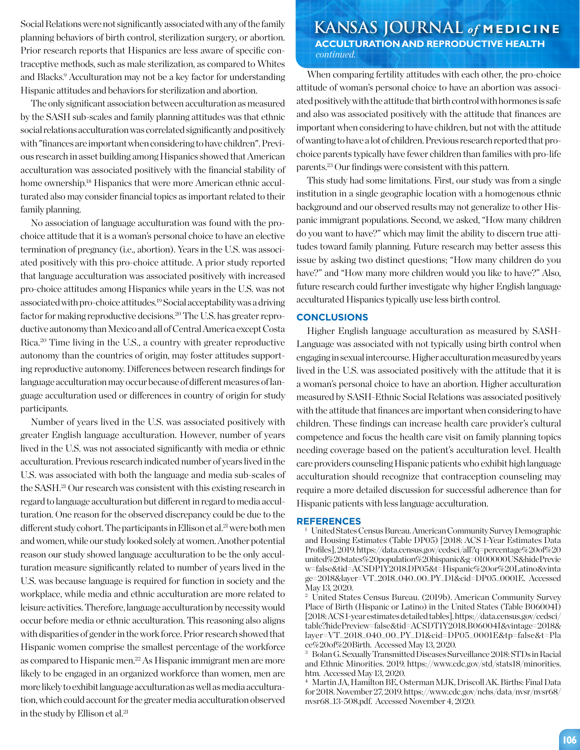Social Relations were not significantly associated with any of the family planning behaviors of birth control, sterilization surgery, or abortion. Prior research reports that Hispanics are less aware of specific contraceptive methods, such as male sterilization, as compared to Whites and Blacks.[9] Acculturation may not be a key factor for understanding Hispanic attitudes and behaviors for sterilization and abortion.

The only significant association between acculturation as measured by the SASH sub-scales and family planning attitudes was that ethnic social relations acculturation was correlated significantly and positively with "finances are important when considering to have children". Previous research in asset building among Hispanics showed that American acculturation was associated positively with the financial stability of home ownership.[18] Hispanics that were more American ethnic acculturated also may consider financial topics as important related to their family planning.

No association of language acculturation was found with the pro-choice attitude that it is a woman's personal choice to have an elective termination of pregnancy (i.e., abortion). Years in the U.S. was associated positively with this pro-choice attitude. A prior study reported that language acculturation was associated positively with increased pro-choice attitudes among Hispanics while years in the U.S. was not associated with pro-choice attitudes.[19] Social acceptability was a driving factor for making reproductive decisions.[20] The U.S. has greater reproductive autonomy than Mexico and all of Central America except Costa Rica.[20] Time living in the U.S., a country with greater reproductive autonomy than the countries of origin, may foster attitudes supporting reproductive autonomy. Differences between research findings for language acculturation may occur because of different measures of language acculturation used or differences in country of origin for study participants.

Number of years lived in the U.S. was associated positively with greater English language acculturation. However, number of years lived in the U.S. was not associated significantly with media or ethnic acculturation. Previous research indicated number of years lived in the U.S. was associated with both the language and media sub-scales of the SASH.[21] Our research was consistent with this existing research in regard to language acculturation but different in regard to media acculturation. One reason for the observed discrepancy could be due to the different study cohort. The participants in Ellison et al.[21] were both men and women, while our study looked solely at women. Another potential reason our study showed language acculturation to be the only acculturation measure significantly related to number of years lived in the U.S. was because language is required for function in society and the workplace, while media and ethnic acculturation are more related to leisure activities. Therefore, language acculturation by necessity would occur before media or ethnic acculturation. This reasoning also aligns with disparities of gender in the work force. Prior research showed that Hispanic women comprise the smallest percentage of the workforce as compared to Hispanic men.[22] As Hispanic immigrant men are more likely to be engaged in an organized workforce than women, men are more likely to exhibit language acculturation as well as media acculturation, which could account for the greater media acculturation observed in the study by Ellison et al.[21]

When comparing fertility attitudes with each other, the pro-choice attitude of woman's personal choice to have an abortion was associated positively with the attitude that birth control with hormones is safe and also was associated positively with the attitude that finances are important when considering to have children, but not with the attitude of wanting to have a lot of children. Previous research reported that pro-choice parents typically have fewer children than families with pro-life parents.[23] Our findings were consistent with this pattern.

This study had some limitations. First, our study was from a single institution in a single geographic location with a homogenous ethnic background and our observed results may not generalize to other Hispanic immigrant populations. Second, we asked, "How many children do you want to have?" which may limit the ability to discern true attitudes toward family planning. Future research may better assess this issue by asking two distinct questions; "How many children do you have?" and "How many more children would you like to have?" Also, future research could further investigate why higher English language acculturated Hispanics typically use less birth control.

## CONCLUSIONS

Higher English language acculturation as measured by SASH-Language was associated with not typically using birth control when engaging in sexual intercourse. Higher acculturation measured by years lived in the U.S. was associated positively with the attitude that it is a woman's personal choice to have an abortion. Higher acculturation measured by SASH-Ethnic Social Relations was associated positively with the attitude that finances are important when considering to have children. These findings can increase health care provider's cultural competence and focus the health care visit on family planning topics needing coverage based on the patient's acculturation level. Health care providers counseling Hispanic patients who exhibit high language acculturation should recognize that contraception counseling may require a more detailed discussion for successful adherence than for Hispanic patients with less language acculturation.

## REFERENCES

1. United States Census Bureau. American Community Survey Demographic and Housing Estimates (Table DP05) [2018: ACS 1-Year Estimates Data Profiles], 2019. https://data.census.gov/cedsci/all?q=percentage%20of%20united%20states%20population%20hispanic&g=0100000US&hidePreview=false&tid=ACSDP1Y2018.DP05&t=Hispanic%20or%20Latino&vintage=2018&layer=VT_2018_040_00_PY_D1&cid=DP05_0001E. Accessed May 13, 2020.
2. United States Census Bureau. (2019b). American Community Survey Place of Birth (Hispanic or Latino) in the United States (Table B06004I) [2018: ACS 1-year estimates detailed tables]. https://data.census.gov/cedsci/table?hidePreview=false&tid=ACSDT1Y2018.B06004I&vintage=2018&layer=VT_2018_040_00_PY_D1&cid=DP05_0001E&tp=false&t=Place%20of%20Birth. Accessed May 13, 2020.
3. Bolan G. Sexually Transmitted Diseases Surveillance 2018: STDs in Racial and Ethnic Minorities. 2019. https://www.cdc.gov/std/stats18/minorities.htm. Accessed May 13, 2020.
4. Martin JA, Hamilton BE, Osterman MJK, Driscoll AK. Births: Final Data for 2018. November 27, 2019. https://www.cdc.gov/nchs/data/nvsr/nvsr68/nvsr68_13-508.pdf. Accessed November 4, 2020.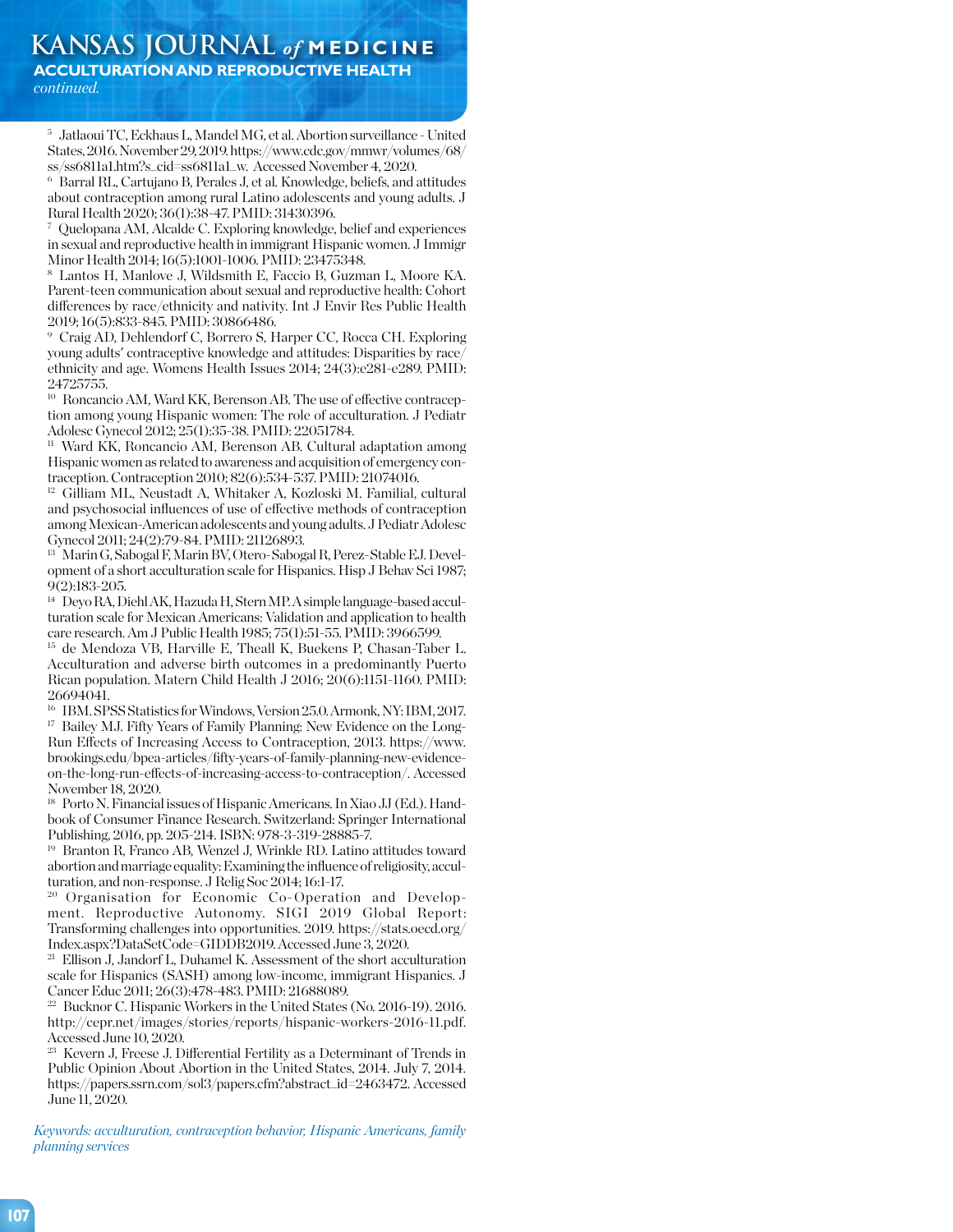5. Jatlaoui TC, Eckhaus L, Mandel MG, et al. Abortion surveillance - United States, 2016. November 29, 2019. https://www.cdc.gov/mmwr/volumes/68/ss/ss6811a1.htm?s_cid=ss6811a1_w. Accessed November 4, 2020.
6. Barral RL, Cartujano B, Perales J, et al. Knowledge, beliefs, and attitudes about contraception among rural Latino adolescents and young adults. J Rural Health 2020; 36(1):38-47. PMID: 31430396.
7. Quelopana AM, Alcalde C. Exploring knowledge, belief and experiences in sexual and reproductive health in immigrant Hispanic women. J Immigr Minor Health 2014; 16(5):1001-1006. PMID: 23475348.
8. Lantos H, Manlove J, Wildsmith E, Faccio B, Guzman L, Moore KA. Parent-teen communication about sexual and reproductive health: Cohort differences by race/ethnicity and nativity. Int J Envir Res Public Health 2019; 16(5):833-845. PMID: 30866486.
9. Craig AD, Dehlendorf C, Borrero S, Harper CC, Rocca CH. Exploring young adults' contraceptive knowledge and attitudes: Disparities by race/ethnicity and age. Womens Health Issues 2014; 24(3):e281-e289. PMID: 24725755.
10. Roncancio AM, Ward KK, Berenson AB. The use of effective contraception among young Hispanic women: The role of acculturation. J Pediatr Adolesc Gynecol 2012; 25(1):35-38. PMID: 22051784.
11. Ward KK, Roncancio AM, Berenson AB. Cultural adaptation among Hispanic women as related to awareness and acquisition of emergency contraception. Contraception 2010; 82(6):534-537. PMID: 21074016.
12. Gilliam ML, Neustadt A, Whitaker A, Kozloski M. Familial, cultural and psychosocial influences of use of effective methods of contraception among Mexican-American adolescents and young adults. J Pediatr Adolesc Gynecol 2011; 24(2):79-84. PMID: 21126893.
13. Marin G, Sabogal F, Marin BV, Otero-Sabogal R, Perez-Stable EJ. Development of a short acculturation scale for Hispanics. Hisp J Behav Sci 1987; 9(2):183-205.
14. Deyo RA, Diehl AK, Hazuda H, Stern MP. A simple language-based acculturation scale for Mexican Americans: Validation and application to health care research. Am J Public Health 1985; 75(1):51-55. PMID: 3966599.
15. de Mendoza VB, Harville E, Theall K, Buekens P, Chasan-Taber L. Acculturation and adverse birth outcomes in a predominantly Puerto Rican population. Matern Child Health J 2016; 20(6):1151-1160. PMID: 26694041.
16. IBM. SPSS Statistics for Windows, Version 25.0. Armonk, NY: IBM, 2017.
17. Bailey MJ. Fifty Years of Family Planning: New Evidence on the Long-Run Effects of Increasing Access to Contraception, 2013. https://www.brookings.edu/bpea-articles/fifty-years-of-family-planning-new-evidence-on-the-long-run-effects-of-increasing-access-to-contraception/. Accessed November 18, 2020.
18. Porto N. Financial issues of Hispanic Americans. In Xiao JJ (Ed.). Handbook of Consumer Finance Research. Switzerland: Springer International Publishing, 2016, pp. 205-214. ISBN: 978-3-319-28885-7.
19. Branton R, Franco AB, Wenzel J, Wrinkle RD. Latino attitudes toward abortion and marriage equality: Examining the influence of religiosity, acculturation, and non-response. J Relig Soc 2014; 16:1-17.
20. Organisation for Economic Co-Operation and Development. Reproductive Autonomy. SIGI 2019 Global Report: Transforming challenges into opportunities. 2019. https://stats.oecd.org/Index.aspx?DataSetCode=GIDDB2019. Accessed June 3, 2020.
21. Ellison J, Jandorf L, Duhamel K. Assessment of the short acculturation scale for Hispanics (SASH) among low-income, immigrant Hispanics. J Cancer Educ 2011; 26(3):478-483. PMID: 21688089.
22. Bucknor C. Hispanic Workers in the United States (No. 2016-19). 2016. http://cepr.net/images/stories/reports/hispanic-workers-2016-11.pdf. Accessed June 10, 2020.
23. Kevern J, Freese J. Differential Fertility as a Determinant of Trends in Public Opinion About Abortion in the United States, 2014. July 7, 2014. https://papers.ssrn.com/sol3/papers.cfm?abstract_id=2463472. Accessed June 11, 2020.

*Keywords: acculturation, contraception behavior, Hispanic Americans, family planning services*